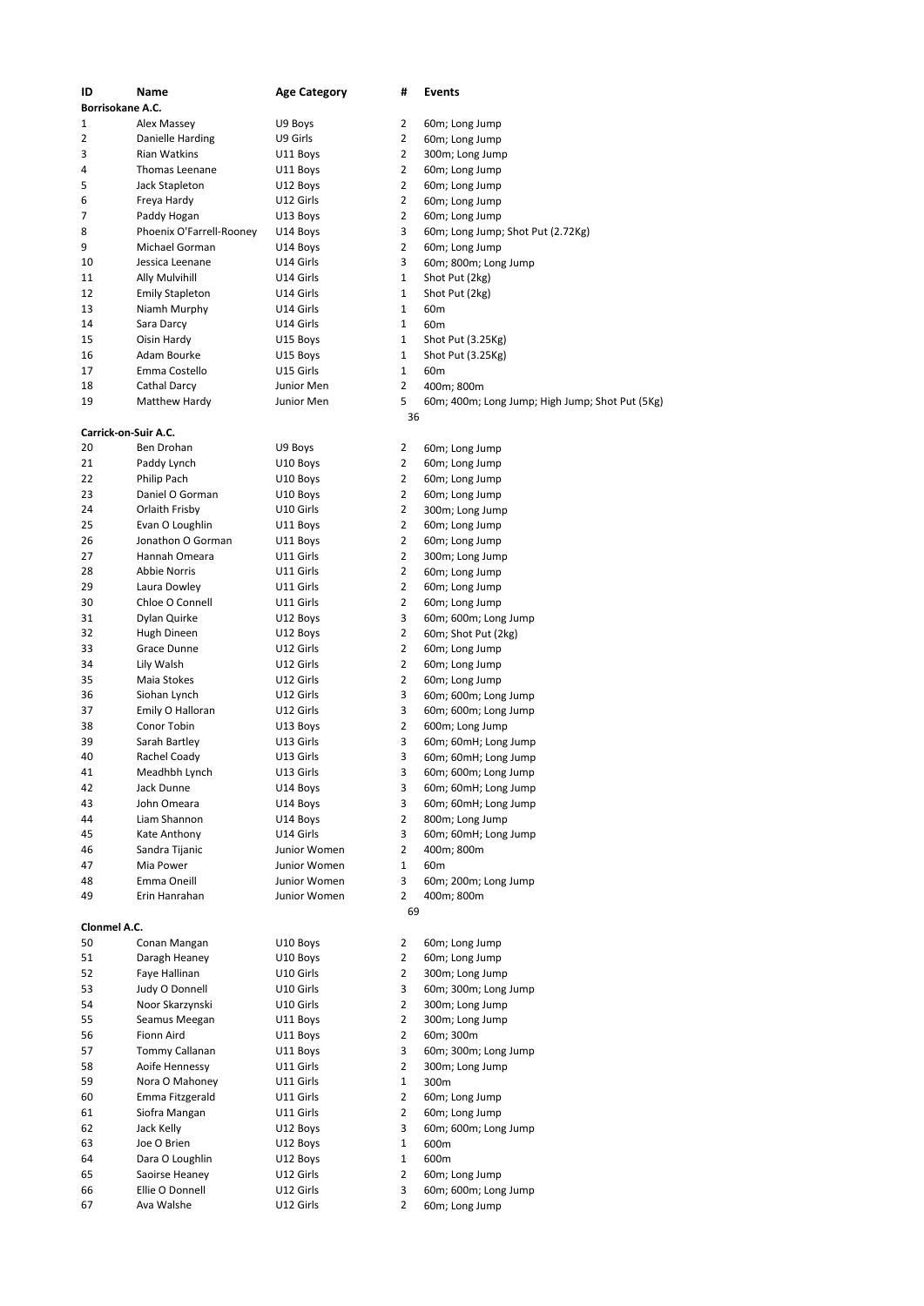| ID | Name | Age Category | # | Events |
|---|---|---|---|---|
| **Borrisokane A.C.** | | | | |
| 1 | Alex Massey | U9 Boys | 2 | 60m; Long Jump |
| 2 | Danielle Harding | U9 Girls | 2 | 60m; Long Jump |
| 3 | Rian Watkins | U11 Boys | 2 | 300m; Long Jump |
| 4 | Thomas Leenane | U11 Boys | 2 | 60m; Long Jump |
| 5 | Jack Stapleton | U12 Boys | 2 | 60m; Long Jump |
| 6 | Freya Hardy | U12 Girls | 2 | 60m; Long Jump |
| 7 | Paddy Hogan | U13 Boys | 2 | 60m; Long Jump |
| 8 | Phoenix O'Farrell-Rooney | U14 Boys | 3 | 60m; Long Jump; Shot Put (2.72Kg) |
| 9 | Michael Gorman | U14 Boys | 2 | 60m; Long Jump |
| 10 | Jessica Leenane | U14 Girls | 3 | 60m; 800m; Long Jump |
| 11 | Ally Mulvihill | U14 Girls | 1 | Shot Put (2kg) |
| 12 | Emily Stapleton | U14 Girls | 1 | Shot Put (2kg) |
| 13 | Niamh Murphy | U14 Girls | 1 | 60m |
| 14 | Sara Darcy | U14 Girls | 1 | 60m |
| 15 | Oisin Hardy | U15 Boys | 1 | Shot Put (3.25Kg) |
| 16 | Adam Bourke | U15 Boys | 1 | Shot Put (3.25Kg) |
| 17 | Emma Costello | U15 Girls | 1 | 60m |
| 18 | Cathal Darcy | Junior Men | 2 | 400m; 800m |
| 19 | Matthew Hardy | Junior Men | 5 | 60m; 400m; Long Jump; High Jump; Shot Put (5Kg) |
| | | | 36 | |
| **Carrick-on-Suir A.C.** | | | | |
| 20 | Ben Drohan | U9 Boys | 2 | 60m; Long Jump |
| 21 | Paddy Lynch | U10 Boys | 2 | 60m; Long Jump |
| 22 | Philip Pach | U10 Boys | 2 | 60m; Long Jump |
| 23 | Daniel O Gorman | U10 Boys | 2 | 60m; Long Jump |
| 24 | Orlaith Frisby | U10 Girls | 2 | 300m; Long Jump |
| 25 | Evan O Loughlin | U11 Boys | 2 | 60m; Long Jump |
| 26 | Jonathon O Gorman | U11 Boys | 2 | 60m; Long Jump |
| 27 | Hannah Omeara | U11 Girls | 2 | 300m; Long Jump |
| 28 | Abbie Norris | U11 Girls | 2 | 60m; Long Jump |
| 29 | Laura Dowley | U11 Girls | 2 | 60m; Long Jump |
| 30 | Chloe O Connell | U11 Girls | 2 | 60m; Long Jump |
| 31 | Dylan Quirke | U12 Boys | 3 | 60m; 600m; Long Jump |
| 32 | Hugh Dineen | U12 Boys | 2 | 60m; Shot Put (2kg) |
| 33 | Grace Dunne | U12 Girls | 2 | 60m; Long Jump |
| 34 | Lily Walsh | U12 Girls | 2 | 60m; Long Jump |
| 35 | Maia Stokes | U12 Girls | 2 | 60m; Long Jump |
| 36 | Siohan Lynch | U12 Girls | 3 | 60m; 600m; Long Jump |
| 37 | Emily O Halloran | U12 Girls | 3 | 60m; 600m; Long Jump |
| 38 | Conor Tobin | U13 Boys | 2 | 600m; Long Jump |
| 39 | Sarah Bartley | U13 Girls | 3 | 60m; 60mH; Long Jump |
| 40 | Rachel Coady | U13 Girls | 3 | 60m; 60mH; Long Jump |
| 41 | Meadhbh Lynch | U13 Girls | 3 | 60m; 600m; Long Jump |
| 42 | Jack Dunne | U14 Boys | 3 | 60m; 60mH; Long Jump |
| 43 | John Omeara | U14 Boys | 3 | 60m; 60mH; Long Jump |
| 44 | Liam Shannon | U14 Boys | 2 | 800m; Long Jump |
| 45 | Kate Anthony | U14 Girls | 3 | 60m; 60mH; Long Jump |
| 46 | Sandra Tijanic | Junior Women | 2 | 400m; 800m |
| 47 | Mia Power | Junior Women | 1 | 60m |
| 48 | Emma Oneill | Junior Women | 3 | 60m; 200m; Long Jump |
| 49 | Erin Hanrahan | Junior Women | 2 | 400m; 800m |
| | | | 69 | |
| **Clonmel A.C.** | | | | |
| 50 | Conan Mangan | U10 Boys | 2 | 60m; Long Jump |
| 51 | Daragh Heaney | U10 Boys | 2 | 60m; Long Jump |
| 52 | Faye Hallinan | U10 Girls | 2 | 300m; Long Jump |
| 53 | Judy O Donnell | U10 Girls | 3 | 60m; 300m; Long Jump |
| 54 | Noor Skarzynski | U10 Girls | 2 | 300m; Long Jump |
| 55 | Seamus Meegan | U11 Boys | 2 | 300m; Long Jump |
| 56 | Fionn Aird | U11 Boys | 2 | 60m; 300m |
| 57 | Tommy Callanan | U11 Boys | 3 | 60m; 300m; Long Jump |
| 58 | Aoife Hennessy | U11 Girls | 2 | 300m; Long Jump |
| 59 | Nora O Mahoney | U11 Girls | 1 | 300m |
| 60 | Emma Fitzgerald | U11 Girls | 2 | 60m; Long Jump |
| 61 | Siofra Mangan | U11 Girls | 2 | 60m; Long Jump |
| 62 | Jack Kelly | U12 Boys | 3 | 60m; 600m; Long Jump |
| 63 | Joe O Brien | U12 Boys | 1 | 600m |
| 64 | Dara O Loughlin | U12 Boys | 1 | 600m |
| 65 | Saoirse Heaney | U12 Girls | 2 | 60m; Long Jump |
| 66 | Ellie O Donnell | U12 Girls | 3 | 60m; 600m; Long Jump |
| 67 | Ava Walshe | U12 Girls | 2 | 60m; Long Jump |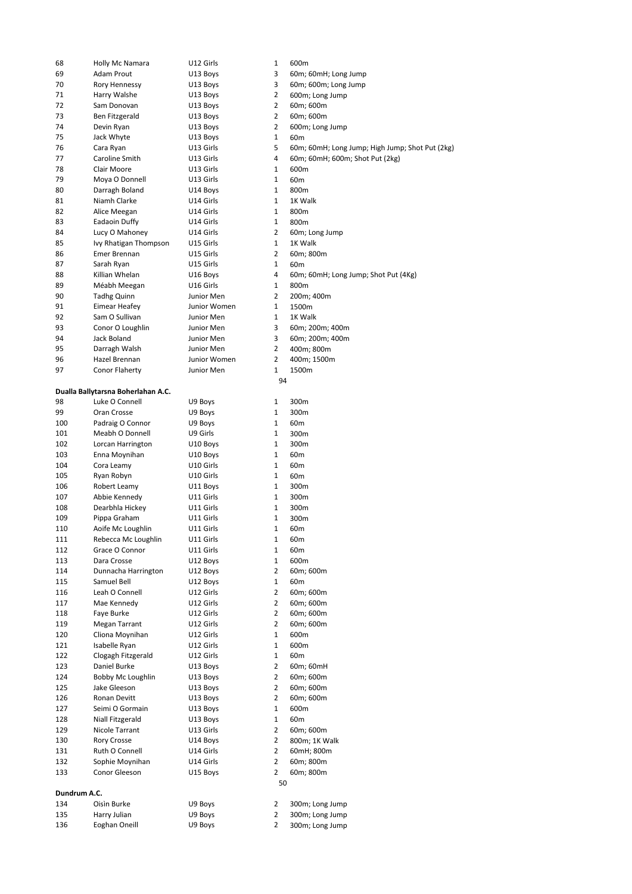| | | | | |
|---|---|---|---|---|
| 68 | Holly Mc Namara | U12 Girls | 1 | 600m |
| 69 | Adam Prout | U13 Boys | 3 | 60m; 60mH; Long Jump |
| 70 | Rory Hennessy | U13 Boys | 3 | 60m; 600m; Long Jump |
| 71 | Harry Walshe | U13 Boys | 2 | 600m; Long Jump |
| 72 | Sam Donovan | U13 Boys | 2 | 60m; 600m |
| 73 | Ben Fitzgerald | U13 Boys | 2 | 60m; 600m |
| 74 | Devin Ryan | U13 Boys | 2 | 600m; Long Jump |
| 75 | Jack Whyte | U13 Boys | 1 | 60m |
| 76 | Cara Ryan | U13 Girls | 5 | 60m; 60mH; Long Jump; High Jump; Shot Put (2kg) |
| 77 | Caroline Smith | U13 Girls | 4 | 60m; 60mH; 600m; Shot Put (2kg) |
| 78 | Clair Moore | U13 Girls | 1 | 600m |
| 79 | Moya O Donnell | U13 Girls | 1 | 60m |
| 80 | Darragh Boland | U14 Boys | 1 | 800m |
| 81 | Niamh Clarke | U14 Girls | 1 | 1K Walk |
| 82 | Alice Meegan | U14 Girls | 1 | 800m |
| 83 | Eadaoin Duffy | U14 Girls | 1 | 800m |
| 84 | Lucy O Mahoney | U14 Girls | 2 | 60m; Long Jump |
| 85 | Ivy Rhatigan Thompson | U15 Girls | 1 | 1K Walk |
| 86 | Emer Brennan | U15 Girls | 2 | 60m; 800m |
| 87 | Sarah Ryan | U15 Girls | 1 | 60m |
| 88 | Killian Whelan | U16 Boys | 4 | 60m; 60mH; Long Jump; Shot Put (4Kg) |
| 89 | Méabh Meegan | U16 Girls | 1 | 800m |
| 90 | Tadhg Quinn | Junior Men | 2 | 200m; 400m |
| 91 | Eimear Heafey | Junior Women | 1 | 1500m |
| 92 | Sam O Sullivan | Junior Men | 1 | 1K Walk |
| 93 | Conor O Loughlin | Junior Men | 3 | 60m; 200m; 400m |
| 94 | Jack Boland | Junior Men | 3 | 60m; 200m; 400m |
| 95 | Darragh Walsh | Junior Men | 2 | 400m; 800m |
| 96 | Hazel Brennan | Junior Women | 2 | 400m; 1500m |
| 97 | Conor Flaherty | Junior Men | 1 | 1500m |
| | | | 94 | |

**Dualla Ballytarsna Boherlahan A.C.**

| | | | | |
|---|---|---|---|---|
| 98 | Luke O Connell | U9 Boys | 1 | 300m |
| 99 | Oran Crosse | U9 Boys | 1 | 300m |
| 100 | Padraig O Connor | U9 Boys | 1 | 60m |
| 101 | Meabh O Donnell | U9 Girls | 1 | 300m |
| 102 | Lorcan Harrington | U10 Boys | 1 | 300m |
| 103 | Enna Moynihan | U10 Boys | 1 | 60m |
| 104 | Cora Leamy | U10 Girls | 1 | 60m |
| 105 | Ryan Robyn | U10 Girls | 1 | 60m |
| 106 | Robert Leamy | U11 Boys | 1 | 300m |
| 107 | Abbie Kennedy | U11 Girls | 1 | 300m |
| 108 | Dearbhla Hickey | U11 Girls | 1 | 300m |
| 109 | Pippa Graham | U11 Girls | 1 | 300m |
| 110 | Aoife Mc Loughlin | U11 Girls | 1 | 60m |
| 111 | Rebecca Mc Loughlin | U11 Girls | 1 | 60m |
| 112 | Grace O Connor | U11 Girls | 1 | 60m |
| 113 | Dara Crosse | U12 Boys | 1 | 600m |
| 114 | Dunnacha Harrington | U12 Boys | 2 | 60m; 600m |
| 115 | Samuel Bell | U12 Boys | 1 | 60m |
| 116 | Leah O Connell | U12 Girls | 2 | 60m; 600m |
| 117 | Mae Kennedy | U12 Girls | 2 | 60m; 600m |
| 118 | Faye Burke | U12 Girls | 2 | 60m; 600m |
| 119 | Megan Tarrant | U12 Girls | 2 | 60m; 600m |
| 120 | Cliona Moynihan | U12 Girls | 1 | 600m |
| 121 | Isabelle Ryan | U12 Girls | 1 | 600m |
| 122 | Clogagh Fitzgerald | U12 Girls | 1 | 60m |
| 123 | Daniel Burke | U13 Boys | 2 | 60m; 60mH |
| 124 | Bobby Mc Loughlin | U13 Boys | 2 | 60m; 600m |
| 125 | Jake Gleeson | U13 Boys | 2 | 60m; 600m |
| 126 | Ronan Devitt | U13 Boys | 2 | 60m; 600m |
| 127 | Seimi O Gormain | U13 Boys | 1 | 600m |
| 128 | Niall Fitzgerald | U13 Boys | 1 | 60m |
| 129 | Nicole Tarrant | U13 Girls | 2 | 60m; 600m |
| 130 | Rory Crosse | U14 Boys | 2 | 800m; 1K Walk |
| 131 | Ruth O Connell | U14 Girls | 2 | 60mH; 800m |
| 132 | Sophie Moynihan | U14 Girls | 2 | 60m; 800m |
| 133 | Conor Gleeson | U15 Boys | 2 | 60m; 800m |
| | | | 50 | |

**Dundrum A.C.**

| | | | | |
|---|---|---|---|---|
| 134 | Oisin Burke | U9 Boys | 2 | 300m; Long Jump |
| 135 | Harry Julian | U9 Boys | 2 | 300m; Long Jump |
| 136 | Eoghan Oneill | U9 Boys | 2 | 300m; Long Jump |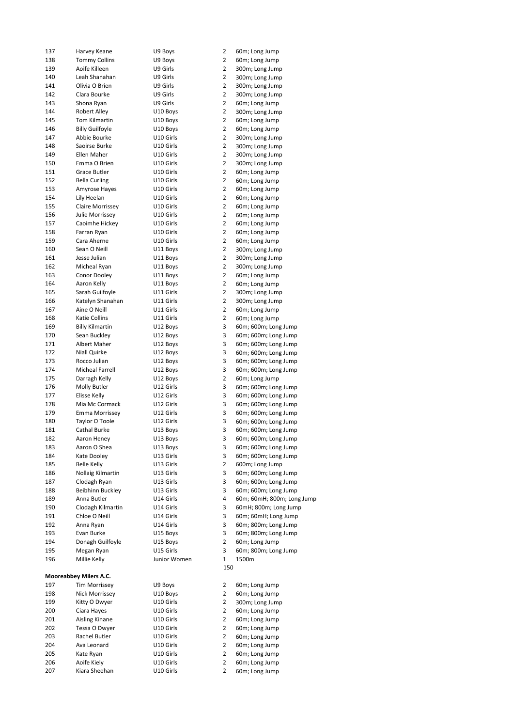| | | | | |
|---|---|---|---|---|
| 137 | Harvey Keane | U9 Boys | 2 | 60m; Long Jump |
| 138 | Tommy Collins | U9 Boys | 2 | 60m; Long Jump |
| 139 | Aoife Killeen | U9 Girls | 2 | 300m; Long Jump |
| 140 | Leah Shanahan | U9 Girls | 2 | 300m; Long Jump |
| 141 | Olivia O Brien | U9 Girls | 2 | 300m; Long Jump |
| 142 | Clara Bourke | U9 Girls | 2 | 300m; Long Jump |
| 143 | Shona Ryan | U9 Girls | 2 | 60m; Long Jump |
| 144 | Robert Alley | U10 Boys | 2 | 300m; Long Jump |
| 145 | Tom Kilmartin | U10 Boys | 2 | 60m; Long Jump |
| 146 | Billy Guilfoyle | U10 Boys | 2 | 60m; Long Jump |
| 147 | Abbie Bourke | U10 Girls | 2 | 300m; Long Jump |
| 148 | Saoirse Burke | U10 Girls | 2 | 300m; Long Jump |
| 149 | Ellen Maher | U10 Girls | 2 | 300m; Long Jump |
| 150 | Emma O Brien | U10 Girls | 2 | 300m; Long Jump |
| 151 | Grace Butler | U10 Girls | 2 | 60m; Long Jump |
| 152 | Bella Curling | U10 Girls | 2 | 60m; Long Jump |
| 153 | Amyrose Hayes | U10 Girls | 2 | 60m; Long Jump |
| 154 | Lily Heelan | U10 Girls | 2 | 60m; Long Jump |
| 155 | Claire Morrissey | U10 Girls | 2 | 60m; Long Jump |
| 156 | Julie Morrissey | U10 Girls | 2 | 60m; Long Jump |
| 157 | Caoimhe Hickey | U10 Girls | 2 | 60m; Long Jump |
| 158 | Farran Ryan | U10 Girls | 2 | 60m; Long Jump |
| 159 | Cara Aherne | U10 Girls | 2 | 60m; Long Jump |
| 160 | Sean O Neill | U11 Boys | 2 | 300m; Long Jump |
| 161 | Jesse Julian | U11 Boys | 2 | 300m; Long Jump |
| 162 | Micheal Ryan | U11 Boys | 2 | 300m; Long Jump |
| 163 | Conor Dooley | U11 Boys | 2 | 60m; Long Jump |
| 164 | Aaron Kelly | U11 Boys | 2 | 60m; Long Jump |
| 165 | Sarah Guilfoyle | U11 Girls | 2 | 300m; Long Jump |
| 166 | Katelyn Shanahan | U11 Girls | 2 | 300m; Long Jump |
| 167 | Aine O Neill | U11 Girls | 2 | 60m; Long Jump |
| 168 | Katie Collins | U11 Girls | 2 | 60m; Long Jump |
| 169 | Billy Kilmartin | U12 Boys | 3 | 60m; 600m; Long Jump |
| 170 | Sean Buckley | U12 Boys | 3 | 60m; 600m; Long Jump |
| 171 | Albert Maher | U12 Boys | 3 | 60m; 600m; Long Jump |
| 172 | Niall Quirke | U12 Boys | 3 | 60m; 600m; Long Jump |
| 173 | Rocco Julian | U12 Boys | 3 | 60m; 600m; Long Jump |
| 174 | Micheal Farrell | U12 Boys | 3 | 60m; 600m; Long Jump |
| 175 | Darragh Kelly | U12 Boys | 2 | 60m; Long Jump |
| 176 | Molly Butler | U12 Girls | 3 | 60m; 600m; Long Jump |
| 177 | Elisse Kelly | U12 Girls | 3 | 60m; 600m; Long Jump |
| 178 | Mia Mc Cormack | U12 Girls | 3 | 60m; 600m; Long Jump |
| 179 | Emma Morrissey | U12 Girls | 3 | 60m; 600m; Long Jump |
| 180 | Taylor O Toole | U12 Girls | 3 | 60m; 600m; Long Jump |
| 181 | Cathal Burke | U13 Boys | 3 | 60m; 600m; Long Jump |
| 182 | Aaron Heney | U13 Boys | 3 | 60m; 600m; Long Jump |
| 183 | Aaron O Shea | U13 Boys | 3 | 60m; 600m; Long Jump |
| 184 | Kate Dooley | U13 Girls | 3 | 60m; 600m; Long Jump |
| 185 | Belle Kelly | U13 Girls | 2 | 600m; Long Jump |
| 186 | Nollaig Kilmartin | U13 Girls | 3 | 60m; 600m; Long Jump |
| 187 | Clodagh Ryan | U13 Girls | 3 | 60m; 600m; Long Jump |
| 188 | Beibhinn Buckley | U13 Girls | 3 | 60m; 600m; Long Jump |
| 189 | Anna Butler | U14 Girls | 4 | 60m; 60mH; 800m; Long Jump |
| 190 | Clodagh Kilmartin | U14 Girls | 3 | 60mH; 800m; Long Jump |
| 191 | Chloe O Neill | U14 Girls | 3 | 60m; 60mH; Long Jump |
| 192 | Anna Ryan | U14 Girls | 3 | 60m; 800m; Long Jump |
| 193 | Evan Burke | U15 Boys | 3 | 60m; 800m; Long Jump |
| 194 | Donagh Guilfoyle | U15 Boys | 2 | 60m; Long Jump |
| 195 | Megan Ryan | U15 Girls | 3 | 60m; 800m; Long Jump |
| 196 | Millie Kelly | Junior Women | 1 | 1500m |
| | | | 150 | |

**Mooreabbey Milers A.C.**

| | | | | |
|---|---|---|---|---|
| 197 | Tim Morrissey | U9 Boys | 2 | 60m; Long Jump |
| 198 | Nick Morrissey | U10 Boys | 2 | 60m; Long Jump |
| 199 | Kitty O Dwyer | U10 Girls | 2 | 300m; Long Jump |
| 200 | Ciara Hayes | U10 Girls | 2 | 60m; Long Jump |
| 201 | Aisling Kinane | U10 Girls | 2 | 60m; Long Jump |
| 202 | Tessa O Dwyer | U10 Girls | 2 | 60m; Long Jump |
| 203 | Rachel Butler | U10 Girls | 2 | 60m; Long Jump |
| 204 | Ava Leonard | U10 Girls | 2 | 60m; Long Jump |
| 205 | Kate Ryan | U10 Girls | 2 | 60m; Long Jump |
| 206 | Aoife Kiely | U10 Girls | 2 | 60m; Long Jump |
| 207 | Kiara Sheehan | U10 Girls | 2 | 60m; Long Jump |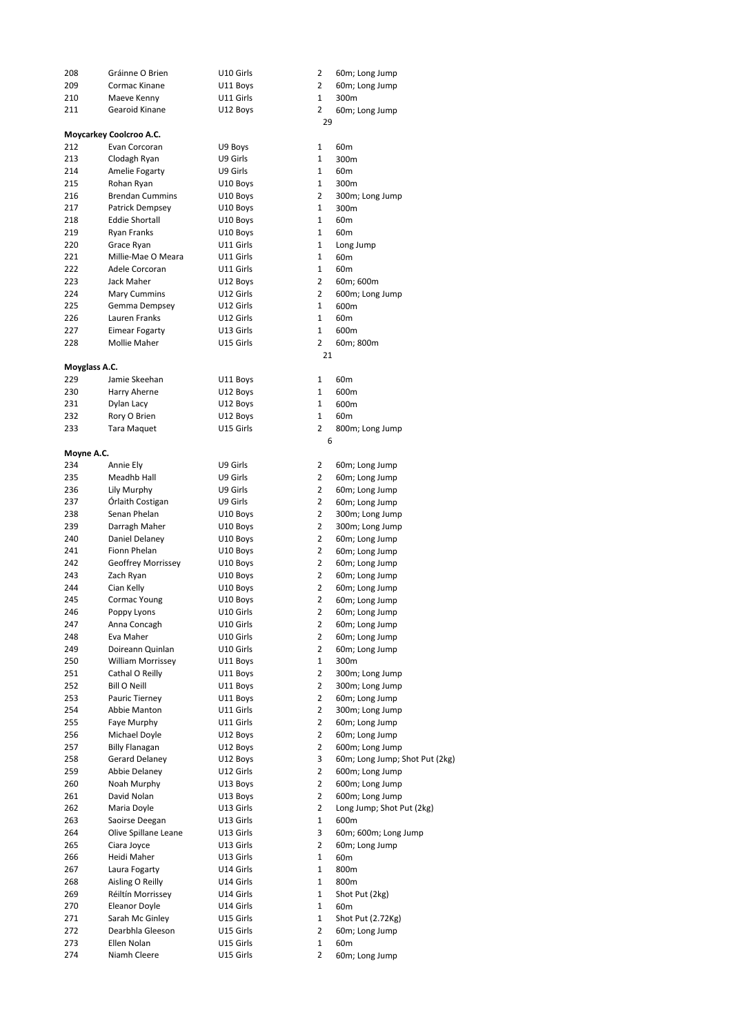| | | | | |
|---|---|---|---|---|
| 208 | Gráinne O Brien | U10 Girls | 2 | 60m; Long Jump |
| 209 | Cormac Kinane | U11 Boys | 2 | 60m; Long Jump |
| 210 | Maeve Kenny | U11 Girls | 1 | 300m |
| 211 | Gearoid Kinane | U12 Boys | 2 | 60m; Long Jump |
| | | | 29 | |

**Moycarkey Coolcroo A.C.**

| | | | | |
|---|---|---|---|---|
| 212 | Evan Corcoran | U9 Boys | 1 | 60m |
| 213 | Clodagh Ryan | U9 Girls | 1 | 300m |
| 214 | Amelie Fogarty | U9 Girls | 1 | 60m |
| 215 | Rohan Ryan | U10 Boys | 1 | 300m |
| 216 | Brendan Cummins | U10 Boys | 2 | 300m; Long Jump |
| 217 | Patrick Dempsey | U10 Boys | 1 | 300m |
| 218 | Eddie Shortall | U10 Boys | 1 | 60m |
| 219 | Ryan Franks | U10 Boys | 1 | 60m |
| 220 | Grace Ryan | U11 Girls | 1 | Long Jump |
| 221 | Millie-Mae O Meara | U11 Girls | 1 | 60m |
| 222 | Adele Corcoran | U11 Girls | 1 | 60m |
| 223 | Jack Maher | U12 Boys | 2 | 60m; 600m |
| 224 | Mary Cummins | U12 Girls | 2 | 600m; Long Jump |
| 225 | Gemma Dempsey | U12 Girls | 1 | 600m |
| 226 | Lauren Franks | U12 Girls | 1 | 60m |
| 227 | Eimear Fogarty | U13 Girls | 1 | 600m |
| 228 | Mollie Maher | U15 Girls | 2 | 60m; 800m |
| | | | 21 | |

**Moyglass A.C.**

| | | | | |
|---|---|---|---|---|
| 229 | Jamie Skeehan | U11 Boys | 1 | 60m |
| 230 | Harry Aherne | U12 Boys | 1 | 600m |
| 231 | Dylan Lacy | U12 Boys | 1 | 600m |
| 232 | Rory O Brien | U12 Boys | 1 | 60m |
| 233 | Tara Maquet | U15 Girls | 2 | 800m; Long Jump |
| | | | 6 | |

**Moyne A.C.**

| | | | | |
|---|---|---|---|---|
| 234 | Annie Ely | U9 Girls | 2 | 60m; Long Jump |
| 235 | Meadhb Hall | U9 Girls | 2 | 60m; Long Jump |
| 236 | Lily Murphy | U9 Girls | 2 | 60m; Long Jump |
| 237 | Órlaith Costigan | U9 Girls | 2 | 60m; Long Jump |
| 238 | Senan Phelan | U10 Boys | 2 | 300m; Long Jump |
| 239 | Darragh Maher | U10 Boys | 2 | 300m; Long Jump |
| 240 | Daniel Delaney | U10 Boys | 2 | 60m; Long Jump |
| 241 | Fionn Phelan | U10 Boys | 2 | 60m; Long Jump |
| 242 | Geoffrey Morrissey | U10 Boys | 2 | 60m; Long Jump |
| 243 | Zach Ryan | U10 Boys | 2 | 60m; Long Jump |
| 244 | Cian Kelly | U10 Boys | 2 | 60m; Long Jump |
| 245 | Cormac Young | U10 Boys | 2 | 60m; Long Jump |
| 246 | Poppy Lyons | U10 Girls | 2 | 60m; Long Jump |
| 247 | Anna Concagh | U10 Girls | 2 | 60m; Long Jump |
| 248 | Eva Maher | U10 Girls | 2 | 60m; Long Jump |
| 249 | Doireann Quinlan | U10 Girls | 2 | 60m; Long Jump |
| 250 | William Morrissey | U11 Boys | 1 | 300m |
| 251 | Cathal O Reilly | U11 Boys | 2 | 300m; Long Jump |
| 252 | Bill O Neill | U11 Boys | 2 | 300m; Long Jump |
| 253 | Pauric Tierney | U11 Boys | 2 | 60m; Long Jump |
| 254 | Abbie Manton | U11 Girls | 2 | 300m; Long Jump |
| 255 | Faye Murphy | U11 Girls | 2 | 60m; Long Jump |
| 256 | Michael Doyle | U12 Boys | 2 | 60m; Long Jump |
| 257 | Billy Flanagan | U12 Boys | 2 | 600m; Long Jump |
| 258 | Gerard Delaney | U12 Boys | 3 | 60m; Long Jump; Shot Put (2kg) |
| 259 | Abbie Delaney | U12 Girls | 2 | 600m; Long Jump |
| 260 | Noah Murphy | U13 Boys | 2 | 600m; Long Jump |
| 261 | David Nolan | U13 Boys | 2 | 600m; Long Jump |
| 262 | Maria Doyle | U13 Girls | 2 | Long Jump; Shot Put (2kg) |
| 263 | Saoirse Deegan | U13 Girls | 1 | 600m |
| 264 | Olive Spillane Leane | U13 Girls | 3 | 60m; 600m; Long Jump |
| 265 | Ciara Joyce | U13 Girls | 2 | 60m; Long Jump |
| 266 | Heidi Maher | U13 Girls | 1 | 60m |
| 267 | Laura Fogarty | U14 Girls | 1 | 800m |
| 268 | Aisling O Reilly | U14 Girls | 1 | 800m |
| 269 | Réiltín Morrissey | U14 Girls | 1 | Shot Put (2kg) |
| 270 | Eleanor Doyle | U14 Girls | 1 | 60m |
| 271 | Sarah Mc Ginley | U15 Girls | 1 | Shot Put (2.72Kg) |
| 272 | Dearbhla Gleeson | U15 Girls | 2 | 60m; Long Jump |
| 273 | Ellen Nolan | U15 Girls | 1 | 60m |
| 274 | Niamh Cleere | U15 Girls | 2 | 60m; Long Jump |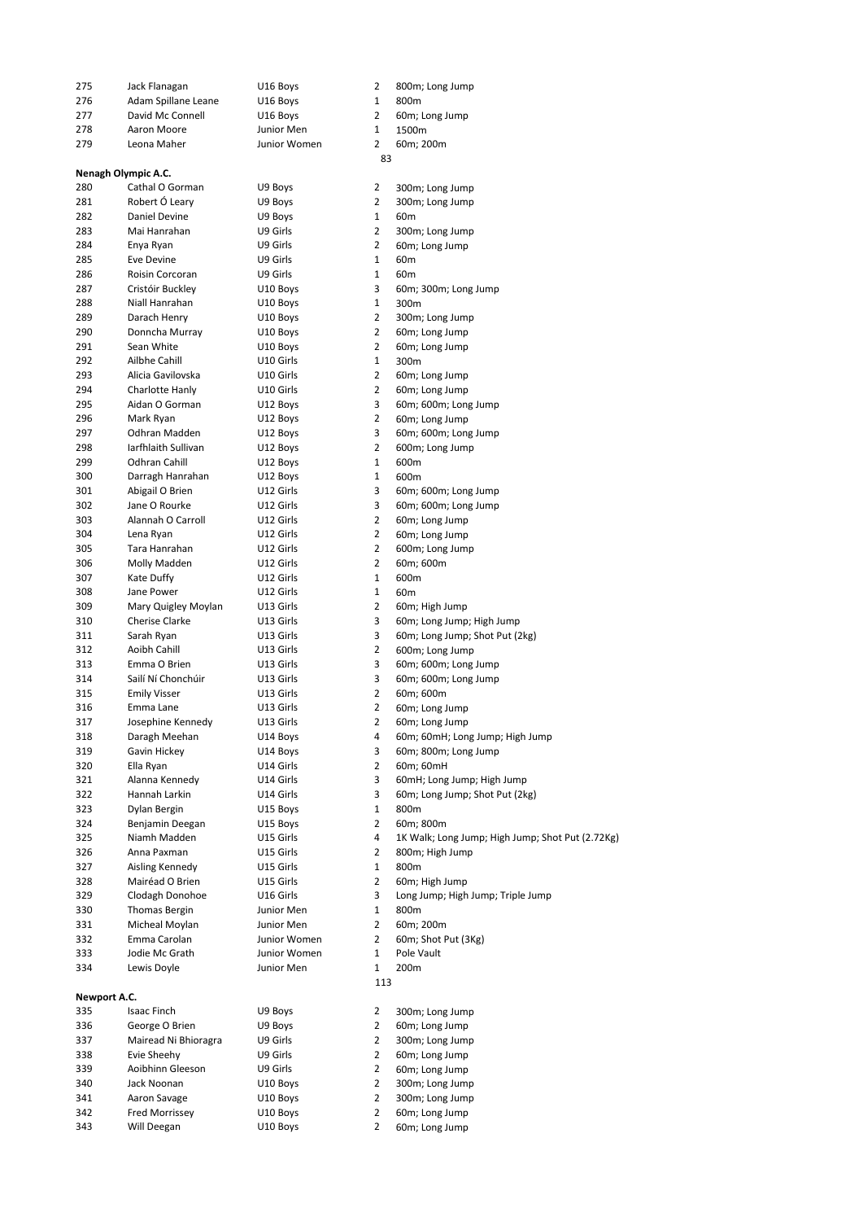| | | | | |
|---|---|---|---|---|
| 275 | Jack Flanagan | U16 Boys | 2 | 800m; Long Jump |
| 276 | Adam Spillane Leane | U16 Boys | 1 | 800m |
| 277 | David Mc Connell | U16 Boys | 2 | 60m; Long Jump |
| 278 | Aaron Moore | Junior Men | 1 | 1500m |
| 279 | Leona Maher | Junior Women | 2 | 60m; 200m |
| | | | 83 | |

**Nenagh Olympic A.C.**

| | | | | |
|---|---|---|---|---|
| 280 | Cathal O Gorman | U9 Boys | 2 | 300m; Long Jump |
| 281 | Robert Ó Leary | U9 Boys | 2 | 300m; Long Jump |
| 282 | Daniel Devine | U9 Boys | 1 | 60m |
| 283 | Mai Hanrahan | U9 Girls | 2 | 300m; Long Jump |
| 284 | Enya Ryan | U9 Girls | 2 | 60m; Long Jump |
| 285 | Eve Devine | U9 Girls | 1 | 60m |
| 286 | Roisin Corcoran | U9 Girls | 1 | 60m |
| 287 | Cristóir Buckley | U10 Boys | 3 | 60m; 300m; Long Jump |
| 288 | Niall Hanrahan | U10 Boys | 1 | 300m |
| 289 | Darach Henry | U10 Boys | 2 | 300m; Long Jump |
| 290 | Donncha Murray | U10 Boys | 2 | 60m; Long Jump |
| 291 | Sean White | U10 Boys | 2 | 60m; Long Jump |
| 292 | Ailbhe Cahill | U10 Girls | 1 | 300m |
| 293 | Alicia Gavilovska | U10 Girls | 2 | 60m; Long Jump |
| 294 | Charlotte Hanly | U10 Girls | 2 | 60m; Long Jump |
| 295 | Aidan O Gorman | U12 Boys | 3 | 60m; 600m; Long Jump |
| 296 | Mark Ryan | U12 Boys | 2 | 60m; Long Jump |
| 297 | Odhran Madden | U12 Boys | 3 | 60m; 600m; Long Jump |
| 298 | Iarfhlaith Sullivan | U12 Boys | 2 | 600m; Long Jump |
| 299 | Odhran Cahill | U12 Boys | 1 | 600m |
| 300 | Darragh Hanrahan | U12 Boys | 1 | 600m |
| 301 | Abigail O Brien | U12 Girls | 3 | 60m; 600m; Long Jump |
| 302 | Jane O Rourke | U12 Girls | 3 | 60m; 600m; Long Jump |
| 303 | Alannah O Carroll | U12 Girls | 2 | 60m; Long Jump |
| 304 | Lena Ryan | U12 Girls | 2 | 60m; Long Jump |
| 305 | Tara Hanrahan | U12 Girls | 2 | 600m; Long Jump |
| 306 | Molly Madden | U12 Girls | 2 | 60m; 600m |
| 307 | Kate Duffy | U12 Girls | 1 | 600m |
| 308 | Jane Power | U12 Girls | 1 | 60m |
| 309 | Mary Quigley Moylan | U13 Girls | 2 | 60m; High Jump |
| 310 | Cherise Clarke | U13 Girls | 3 | 60m; Long Jump; High Jump |
| 311 | Sarah Ryan | U13 Girls | 3 | 60m; Long Jump; Shot Put (2kg) |
| 312 | Aoibh Cahill | U13 Girls | 2 | 600m; Long Jump |
| 313 | Emma O Brien | U13 Girls | 3 | 60m; 600m; Long Jump |
| 314 | Sailí Ní Chonchúir | U13 Girls | 3 | 60m; 600m; Long Jump |
| 315 | Emily Visser | U13 Girls | 2 | 60m; 600m |
| 316 | Emma Lane | U13 Girls | 2 | 60m; Long Jump |
| 317 | Josephine Kennedy | U13 Girls | 2 | 60m; Long Jump |
| 318 | Daragh Meehan | U14 Boys | 4 | 60m; 60mH; Long Jump; High Jump |
| 319 | Gavin Hickey | U14 Boys | 3 | 60m; 800m; Long Jump |
| 320 | Ella Ryan | U14 Girls | 2 | 60m; 60mH |
| 321 | Alanna Kennedy | U14 Girls | 3 | 60mH; Long Jump; High Jump |
| 322 | Hannah Larkin | U14 Girls | 3 | 60m; Long Jump; Shot Put (2kg) |
| 323 | Dylan Bergin | U15 Boys | 1 | 800m |
| 324 | Benjamin Deegan | U15 Boys | 2 | 60m; 800m |
| 325 | Niamh Madden | U15 Girls | 4 | 1K Walk; Long Jump; High Jump; Shot Put (2.72Kg) |
| 326 | Anna Paxman | U15 Girls | 2 | 800m; High Jump |
| 327 | Aisling Kennedy | U15 Girls | 1 | 800m |
| 328 | Mairéad O Brien | U15 Girls | 2 | 60m; High Jump |
| 329 | Clodagh Donohoe | U16 Girls | 3 | Long Jump; High Jump; Triple Jump |
| 330 | Thomas Bergin | Junior Men | 1 | 800m |
| 331 | Micheal Moylan | Junior Men | 2 | 60m; 200m |
| 332 | Emma Carolan | Junior Women | 2 | 60m; Shot Put (3Kg) |
| 333 | Jodie Mc Grath | Junior Women | 1 | Pole Vault |
| 334 | Lewis Doyle | Junior Men | 1 | 200m |
| | | | 113 | |

**Newport A.C.**

| | | | | |
|---|---|---|---|---|
| 335 | Isaac Finch | U9 Boys | 2 | 300m; Long Jump |
| 336 | George O Brien | U9 Boys | 2 | 60m; Long Jump |
| 337 | Mairead Ni Bhioragra | U9 Girls | 2 | 300m; Long Jump |
| 338 | Evie Sheehy | U9 Girls | 2 | 60m; Long Jump |
| 339 | Aoibhinn Gleeson | U9 Girls | 2 | 60m; Long Jump |
| 340 | Jack Noonan | U10 Boys | 2 | 300m; Long Jump |
| 341 | Aaron Savage | U10 Boys | 2 | 300m; Long Jump |
| 342 | Fred Morrissey | U10 Boys | 2 | 60m; Long Jump |
| 343 | Will Deegan | U10 Boys | 2 | 60m; Long Jump |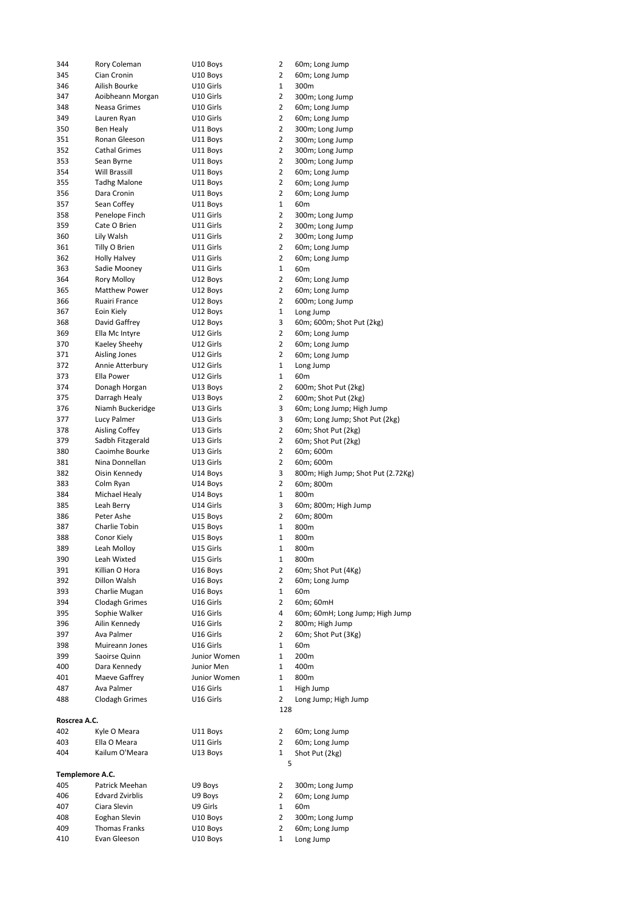| | | | | |
|---|---|---|---|---|
| 344 | Rory Coleman | U10 Boys | 2 | 60m; Long Jump |
| 345 | Cian Cronin | U10 Boys | 2 | 60m; Long Jump |
| 346 | Ailish Bourke | U10 Girls | 1 | 300m |
| 347 | Aoibheann Morgan | U10 Girls | 2 | 300m; Long Jump |
| 348 | Neasa Grimes | U10 Girls | 2 | 60m; Long Jump |
| 349 | Lauren Ryan | U10 Girls | 2 | 60m; Long Jump |
| 350 | Ben Healy | U11 Boys | 2 | 300m; Long Jump |
| 351 | Ronan Gleeson | U11 Boys | 2 | 300m; Long Jump |
| 352 | Cathal Grimes | U11 Boys | 2 | 300m; Long Jump |
| 353 | Sean Byrne | U11 Boys | 2 | 300m; Long Jump |
| 354 | Will Brassill | U11 Boys | 2 | 60m; Long Jump |
| 355 | Tadhg Malone | U11 Boys | 2 | 60m; Long Jump |
| 356 | Dara Cronin | U11 Boys | 2 | 60m; Long Jump |
| 357 | Sean Coffey | U11 Boys | 1 | 60m |
| 358 | Penelope Finch | U11 Girls | 2 | 300m; Long Jump |
| 359 | Cate O Brien | U11 Girls | 2 | 300m; Long Jump |
| 360 | Lily Walsh | U11 Girls | 2 | 300m; Long Jump |
| 361 | Tilly O Brien | U11 Girls | 2 | 60m; Long Jump |
| 362 | Holly Halvey | U11 Girls | 2 | 60m; Long Jump |
| 363 | Sadie Mooney | U11 Girls | 1 | 60m |
| 364 | Rory Molloy | U12 Boys | 2 | 60m; Long Jump |
| 365 | Matthew Power | U12 Boys | 2 | 60m; Long Jump |
| 366 | Ruairi France | U12 Boys | 2 | 600m; Long Jump |
| 367 | Eoin Kiely | U12 Boys | 1 | Long Jump |
| 368 | David Gaffrey | U12 Boys | 3 | 60m; 600m; Shot Put (2kg) |
| 369 | Ella Mc Intyre | U12 Girls | 2 | 60m; Long Jump |
| 370 | Kaeley Sheehy | U12 Girls | 2 | 60m; Long Jump |
| 371 | Aisling Jones | U12 Girls | 2 | 60m; Long Jump |
| 372 | Annie Atterbury | U12 Girls | 1 | Long Jump |
| 373 | Ella Power | U12 Girls | 1 | 60m |
| 374 | Donagh Horgan | U13 Boys | 2 | 600m; Shot Put (2kg) |
| 375 | Darragh Healy | U13 Boys | 2 | 600m; Shot Put (2kg) |
| 376 | Niamh Buckeridge | U13 Girls | 3 | 60m; Long Jump; High Jump |
| 377 | Lucy Palmer | U13 Girls | 3 | 60m; Long Jump; Shot Put (2kg) |
| 378 | Aisling Coffey | U13 Girls | 2 | 60m; Shot Put (2kg) |
| 379 | Sadbh Fitzgerald | U13 Girls | 2 | 60m; Shot Put (2kg) |
| 380 | Caoimhe Bourke | U13 Girls | 2 | 60m; 600m |
| 381 | Nina Donnellan | U13 Girls | 2 | 60m; 600m |
| 382 | Oisin Kennedy | U14 Boys | 3 | 800m; High Jump; Shot Put (2.72Kg) |
| 383 | Colm Ryan | U14 Boys | 2 | 60m; 800m |
| 384 | Michael Healy | U14 Boys | 1 | 800m |
| 385 | Leah Berry | U14 Girls | 3 | 60m; 800m; High Jump |
| 386 | Peter Ashe | U15 Boys | 2 | 60m; 800m |
| 387 | Charlie Tobin | U15 Boys | 1 | 800m |
| 388 | Conor Kiely | U15 Boys | 1 | 800m |
| 389 | Leah Molloy | U15 Girls | 1 | 800m |
| 390 | Leah Wixted | U15 Girls | 1 | 800m |
| 391 | Killian O Hora | U16 Boys | 2 | 60m; Shot Put (4Kg) |
| 392 | Dillon Walsh | U16 Boys | 2 | 60m; Long Jump |
| 393 | Charlie Mugan | U16 Boys | 1 | 60m |
| 394 | Clodagh Grimes | U16 Girls | 2 | 60m; 60mH |
| 395 | Sophie Walker | U16 Girls | 4 | 60m; 60mH; Long Jump; High Jump |
| 396 | Ailin Kennedy | U16 Girls | 2 | 800m; High Jump |
| 397 | Ava Palmer | U16 Girls | 2 | 60m; Shot Put (3Kg) |
| 398 | Muireann Jones | U16 Girls | 1 | 60m |
| 399 | Saoirse Quinn | Junior Women | 1 | 200m |
| 400 | Dara Kennedy | Junior Men | 1 | 400m |
| 401 | Maeve Gaffrey | Junior Women | 1 | 800m |
| 487 | Ava Palmer | U16 Girls | 1 | High Jump |
| 488 | Clodagh Grimes | U16 Girls | 2 | Long Jump; High Jump |
| | | | 128 | |

**Roscrea A.C.**

| | | | | |
|---|---|---|---|---|
| 402 | Kyle O Meara | U11 Boys | 2 | 60m; Long Jump |
| 403 | Ella O Meara | U11 Girls | 2 | 60m; Long Jump |
| 404 | Kailum O'Meara | U13 Boys | 1 | Shot Put (2kg) |
| | | | 5 | |

**Templemore A.C.**

| | | | | |
|---|---|---|---|---|
| 405 | Patrick Meehan | U9 Boys | 2 | 300m; Long Jump |
| 406 | Edvard Zvirblis | U9 Boys | 2 | 60m; Long Jump |
| 407 | Ciara Slevin | U9 Girls | 1 | 60m |
| 408 | Eoghan Slevin | U10 Boys | 2 | 300m; Long Jump |
| 409 | Thomas Franks | U10 Boys | 2 | 60m; Long Jump |
| 410 | Evan Gleeson | U10 Boys | 1 | Long Jump |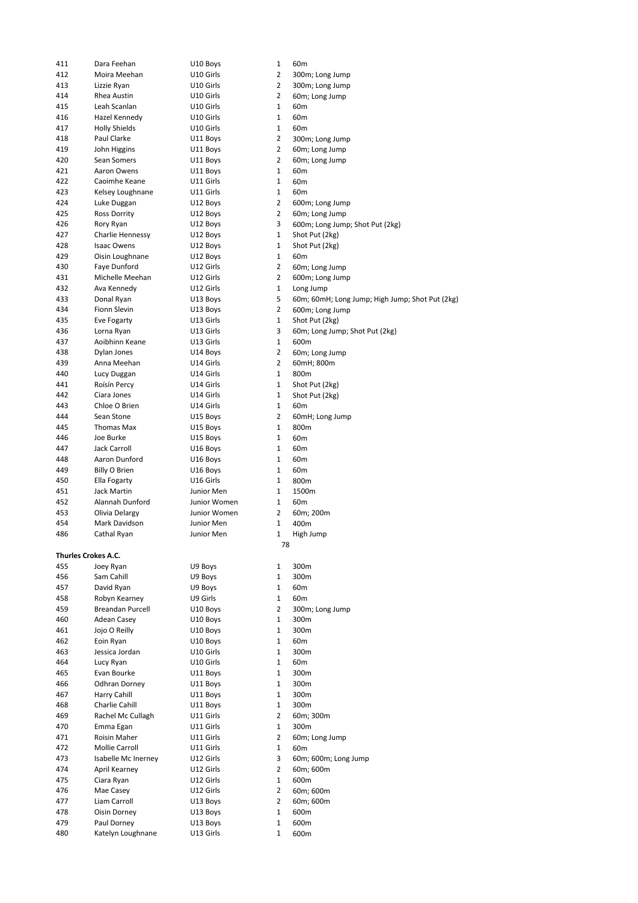| | | | | |
|---|---|---|---|---|
| 411 | Dara Feehan | U10 Boys | 1 | 60m |
| 412 | Moira Meehan | U10 Girls | 2 | 300m; Long Jump |
| 413 | Lizzie Ryan | U10 Girls | 2 | 300m; Long Jump |
| 414 | Rhea Austin | U10 Girls | 2 | 60m; Long Jump |
| 415 | Leah Scanlan | U10 Girls | 1 | 60m |
| 416 | Hazel Kennedy | U10 Girls | 1 | 60m |
| 417 | Holly Shields | U10 Girls | 1 | 60m |
| 418 | Paul Clarke | U11 Boys | 2 | 300m; Long Jump |
| 419 | John Higgins | U11 Boys | 2 | 60m; Long Jump |
| 420 | Sean Somers | U11 Boys | 2 | 60m; Long Jump |
| 421 | Aaron Owens | U11 Boys | 1 | 60m |
| 422 | Caoimhe Keane | U11 Girls | 1 | 60m |
| 423 | Kelsey Loughnane | U11 Girls | 1 | 60m |
| 424 | Luke Duggan | U12 Boys | 2 | 600m; Long Jump |
| 425 | Ross Dorrity | U12 Boys | 2 | 60m; Long Jump |
| 426 | Rory Ryan | U12 Boys | 3 | 600m; Long Jump; Shot Put (2kg) |
| 427 | Charlie Hennessy | U12 Boys | 1 | Shot Put (2kg) |
| 428 | Isaac Owens | U12 Boys | 1 | Shot Put (2kg) |
| 429 | Oisin Loughnane | U12 Boys | 1 | 60m |
| 430 | Faye Dunford | U12 Girls | 2 | 60m; Long Jump |
| 431 | Michelle Meehan | U12 Girls | 2 | 600m; Long Jump |
| 432 | Ava Kennedy | U12 Girls | 1 | Long Jump |
| 433 | Donal Ryan | U13 Boys | 5 | 60m; 60mH; Long Jump; High Jump; Shot Put (2kg) |
| 434 | Fionn Slevin | U13 Boys | 2 | 600m; Long Jump |
| 435 | Eve Fogarty | U13 Girls | 1 | Shot Put (2kg) |
| 436 | Lorna Ryan | U13 Girls | 3 | 60m; Long Jump; Shot Put (2kg) |
| 437 | Aoibhinn Keane | U13 Girls | 1 | 600m |
| 438 | Dylan Jones | U14 Boys | 2 | 60m; Long Jump |
| 439 | Anna Meehan | U14 Girls | 2 | 60mH; 800m |
| 440 | Lucy Duggan | U14 Girls | 1 | 800m |
| 441 | Roísín Percy | U14 Girls | 1 | Shot Put (2kg) |
| 442 | Ciara Jones | U14 Girls | 1 | Shot Put (2kg) |
| 443 | Chloe O Brien | U14 Girls | 1 | 60m |
| 444 | Sean Stone | U15 Boys | 2 | 60mH; Long Jump |
| 445 | Thomas Max | U15 Boys | 1 | 800m |
| 446 | Joe Burke | U15 Boys | 1 | 60m |
| 447 | Jack Carroll | U16 Boys | 1 | 60m |
| 448 | Aaron Dunford | U16 Boys | 1 | 60m |
| 449 | Billy O Brien | U16 Boys | 1 | 60m |
| 450 | Ella Fogarty | U16 Girls | 1 | 800m |
| 451 | Jack Martin | Junior Men | 1 | 1500m |
| 452 | Alannah Dunford | Junior Women | 1 | 60m |
| 453 | Olivia Delargy | Junior Women | 2 | 60m; 200m |
| 454 | Mark Davidson | Junior Men | 1 | 400m |
| 486 | Cathal Ryan | Junior Men | 1 | High Jump |
| | | | 78 | |

**Thurles Crokes A.C.**

| | | | | |
|---|---|---|---|---|
| 455 | Joey Ryan | U9 Boys | 1 | 300m |
| 456 | Sam Cahill | U9 Boys | 1 | 300m |
| 457 | David Ryan | U9 Boys | 1 | 60m |
| 458 | Robyn Kearney | U9 Girls | 1 | 60m |
| 459 | Breandan Purcell | U10 Boys | 2 | 300m; Long Jump |
| 460 | Adean Casey | U10 Boys | 1 | 300m |
| 461 | Jojo O Reilly | U10 Boys | 1 | 300m |
| 462 | Eoin Ryan | U10 Boys | 1 | 60m |
| 463 | Jessica Jordan | U10 Girls | 1 | 300m |
| 464 | Lucy Ryan | U10 Girls | 1 | 60m |
| 465 | Evan Bourke | U11 Boys | 1 | 300m |
| 466 | Odhran Dorney | U11 Boys | 1 | 300m |
| 467 | Harry Cahill | U11 Boys | 1 | 300m |
| 468 | Charlie Cahill | U11 Boys | 1 | 300m |
| 469 | Rachel Mc Cullagh | U11 Girls | 2 | 60m; 300m |
| 470 | Emma Egan | U11 Girls | 1 | 300m |
| 471 | Roisin Maher | U11 Girls | 2 | 60m; Long Jump |
| 472 | Mollie Carroll | U11 Girls | 1 | 60m |
| 473 | Isabelle Mc Inerney | U12 Girls | 3 | 60m; 600m; Long Jump |
| 474 | April Kearney | U12 Girls | 2 | 60m; 600m |
| 475 | Ciara Ryan | U12 Girls | 1 | 600m |
| 476 | Mae Casey | U12 Girls | 2 | 60m; 600m |
| 477 | Liam Carroll | U13 Boys | 2 | 60m; 600m |
| 478 | Oisin Dorney | U13 Boys | 1 | 600m |
| 479 | Paul Dorney | U13 Boys | 1 | 600m |
| 480 | Katelyn Loughnane | U13 Girls | 1 | 600m |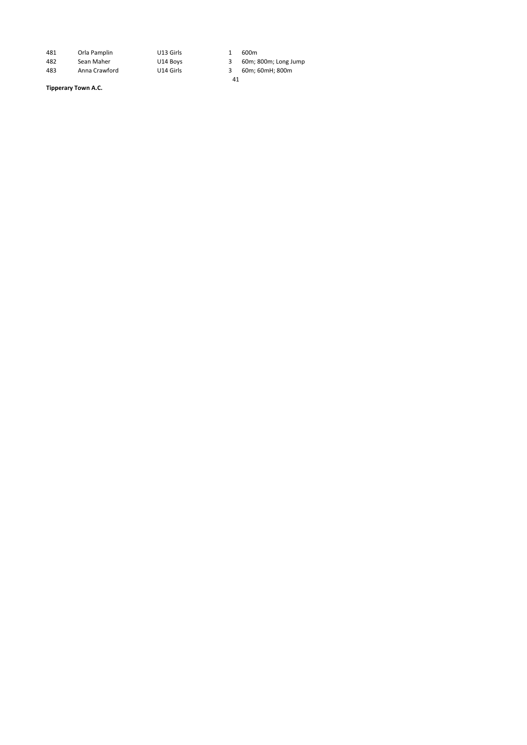| | | | | |
|---|---|---|---|---|
| 481 | Orla Pamplin | U13 Girls | 1 | 600m |
| 482 | Sean Maher | U14 Boys | 3 | 60m; 800m; Long Jump |
| 483 | Anna Crawford | U14 Girls | 3 | 60m; 60mH; 800m |
| | | | 41 | |

**Tipperary Town A.C.**